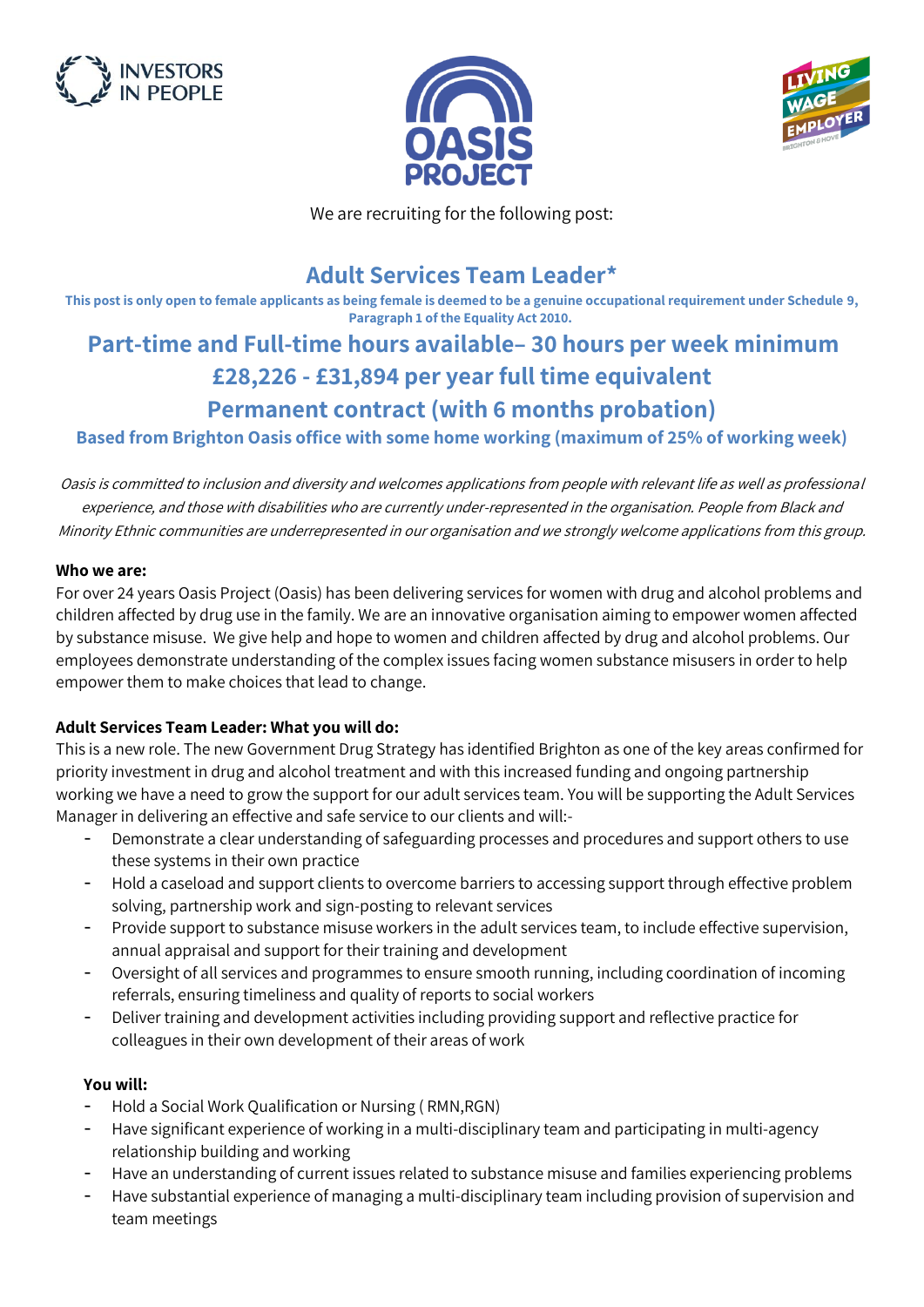We are recruiting for the following post:

# Adult Services Team Leader*

**This post is only open to female applicants as being female is deemed to be a genuine occupational requirement under Schedule 9, Paragraph 1 of the Equality Act 2010.**

## Part-time and Full-time hours available– 30 hours per week minimum

## £28,226 - £31,894 per year full time equivalent

## Permanent contract (with 6 months probation)

### Based from Brighton Oasis office with some home working (maximum of 25% of working week)

*Oasis is committed to inclusion and diversity and welcomes applications from people with relevant life as well as professional experience, and those with disabilities who are currently under-represented in the organisation. People from Black and Minority Ethnic communities are underrepresented in our organisation and we strongly welcome applications from this group.*

**Who we are:**

For over 24 years Oasis Project (Oasis) has been delivering services for women with drug and alcohol problems and children affected by drug use in the family. We are an innovative organisation aiming to empower women affected by substance misuse. We give help and hope to women and children affected by drug and alcohol problems. Our employees demonstrate understanding of the complex issues facing women substance misusers in order to help empower them to make choices that lead to change.

**Adult Services Team Leader: What you will do:**

This is a new role. The new Government Drug Strategy has identified Brighton as one of the key areas confirmed for priority investment in drug and alcohol treatment and with this increased funding and ongoing partnership working we have a need to grow the support for our adult services team. You will be supporting the Adult Services Manager in delivering an effective and safe service to our clients and will:-

- Demonstrate a clear understanding of safeguarding processes and procedures and support others to use these systems in their own practice
- Hold a caseload and support clients to overcome barriers to accessing support through effective problem solving, partnership work and sign-posting to relevant services
- Provide support to substance misuse workers in the adult services team, to include effective supervision, annual appraisal and support for their training and development
- Oversight of all services and programmes to ensure smooth running, including coordination of incoming referrals, ensuring timeliness and quality of reports to social workers
- Deliver training and development activities including providing support and reflective practice for colleagues in their own development of their areas of work

**You will:**

- Hold a Social Work Qualification or Nursing ( RMN,RGN)
- Have significant experience of working in a multi-disciplinary team and participating in multi-agency relationship building and working
- Have an understanding of current issues related to substance misuse and families experiencing problems
- Have substantial experience of managing a multi-disciplinary team including provision of supervision and team meetings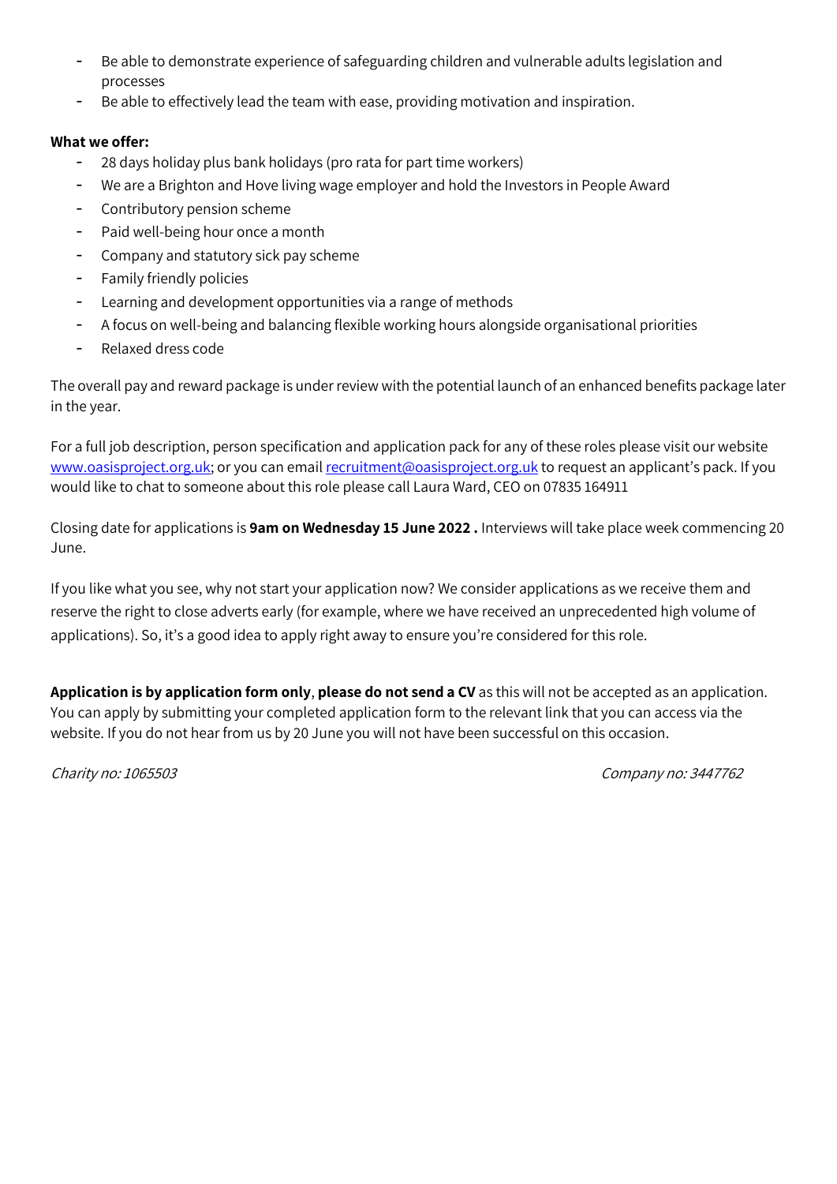- Be able to demonstrate experience of safeguarding children and vulnerable adults legislation and processes
- Be able to effectively lead the team with ease, providing motivation and inspiration.

**What we offer:**

- 28 days holiday plus bank holidays (pro rata for part time workers)
- We are a Brighton and Hove living wage employer and hold the Investors in People Award
- Contributory pension scheme
- Paid well-being hour once a month
- Company and statutory sick pay scheme
- Family friendly policies
- Learning and development opportunities via a range of methods
- A focus on well-being and balancing flexible working hours alongside organisational priorities
- Relaxed dress code

The overall pay and reward package is under review with the potential launch of an enhanced benefits package later in the year.

For a full job description, person specification and application pack for any of these roles please visit our website www.oasisproject.org.uk; or you can email recruitment@oasisproject.org.uk to request an applicant's pack. If you would like to chat to someone about this role please call Laura Ward, CEO on 07835 164911

Closing date for applications is **9am on Wednesday 15 June 2022 .** Interviews will take place week commencing 20 June.

If you like what you see, why not start your application now? We consider applications as we receive them and reserve the right to close adverts early (for example, where we have received an unprecedented high volume of applications). So, it's a good idea to apply right away to ensure you're considered for this role.

**Application is by application form only**, **please do not send a CV** as this will not be accepted as an application. You can apply by submitting your completed application form to the relevant link that you can access via the website. If you do not hear from us by 20 June you will not have been successful on this occasion.

*Charity no: 1065503*

*Company no: 3447762*